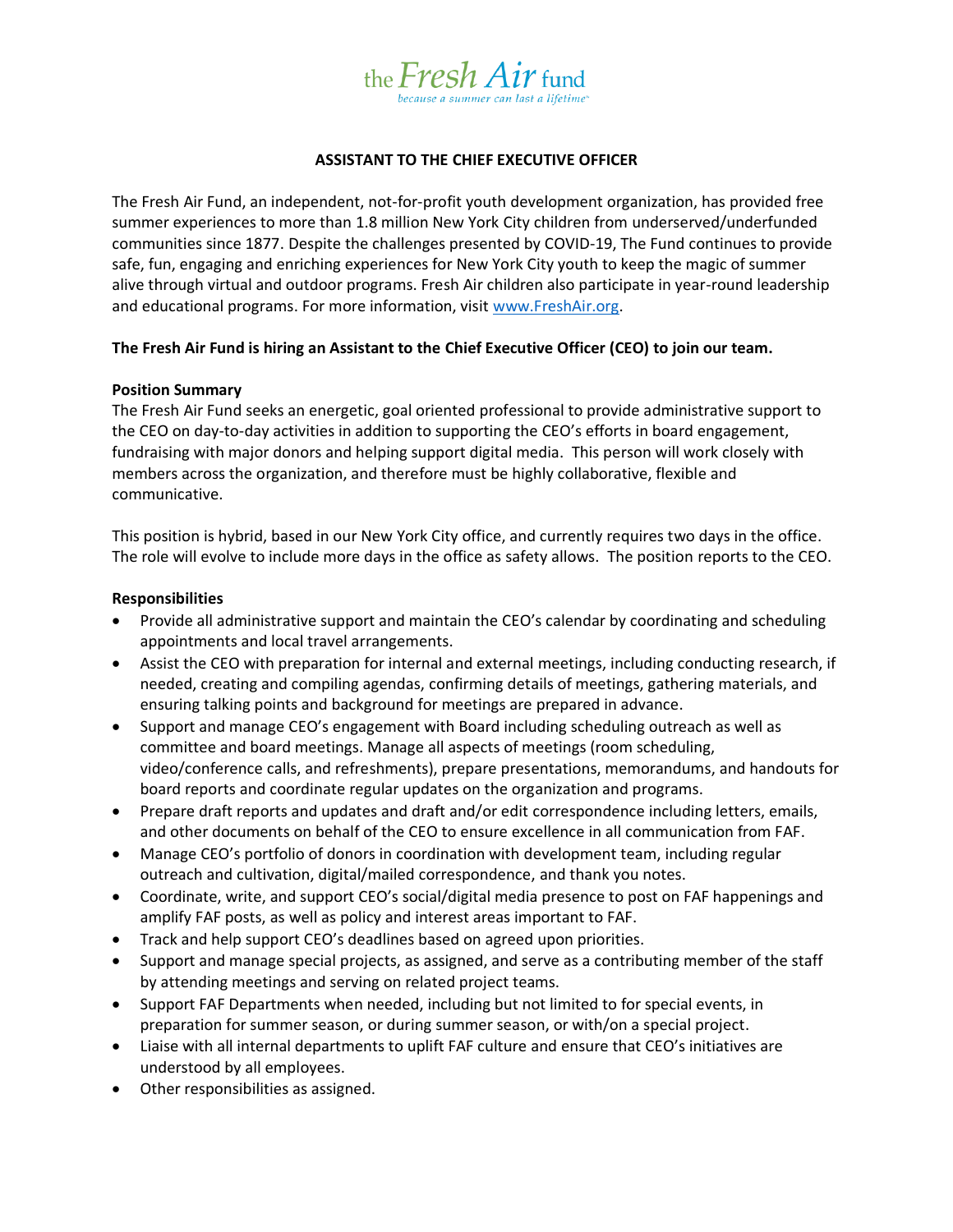the Fresh Air fund

*because a summer can last a lifetime*

# ASSISTANT TO THE CHIEF EXECUTIVE OFFICER

The Fresh Air Fund, an independent, not-for-profit youth development organization, has provided free summer experiences to more than 1.8 million New York City children from underserved/underfunded communities since 1877. Despite the challenges presented by COVID-19, The Fund continues to provide safe, fun, engaging and enriching experiences for New York City youth to keep the magic of summer alive through virtual and outdoor programs. Fresh Air children also participate in year-round leadership and educational programs. For more information, visit www.FreshAir.org.

**The Fresh Air Fund is hiring an Assistant to the Chief Executive Officer (CEO) to join our team.**

## Position Summary

The Fresh Air Fund seeks an energetic, goal oriented professional to provide administrative support to the CEO on day-to-day activities in addition to supporting the CEO's efforts in board engagement, fundraising with major donors and helping support digital media. This person will work closely with members across the organization, and therefore must be highly collaborative, flexible and communicative.

This position is hybrid, based in our New York City office, and currently requires two days in the office. The role will evolve to include more days in the office as safety allows. The position reports to the CEO.

## Responsibilities

- Provide all administrative support and maintain the CEO's calendar by coordinating and scheduling appointments and local travel arrangements.
- Assist the CEO with preparation for internal and external meetings, including conducting research, if needed, creating and compiling agendas, confirming details of meetings, gathering materials, and ensuring talking points and background for meetings are prepared in advance.
- Support and manage CEO's engagement with Board including scheduling outreach as well as committee and board meetings. Manage all aspects of meetings (room scheduling, video/conference calls, and refreshments), prepare presentations, memorandums, and handouts for board reports and coordinate regular updates on the organization and programs.
- Prepare draft reports and updates and draft and/or edit correspondence including letters, emails, and other documents on behalf of the CEO to ensure excellence in all communication from FAF.
- Manage CEO's portfolio of donors in coordination with development team, including regular outreach and cultivation, digital/mailed correspondence, and thank you notes.
- Coordinate, write, and support CEO's social/digital media presence to post on FAF happenings and amplify FAF posts, as well as policy and interest areas important to FAF.
- Track and help support CEO's deadlines based on agreed upon priorities.
- Support and manage special projects, as assigned, and serve as a contributing member of the staff by attending meetings and serving on related project teams.
- Support FAF Departments when needed, including but not limited to for special events, in preparation for summer season, or during summer season, or with/on a special project.
- Liaise with all internal departments to uplift FAF culture and ensure that CEO's initiatives are understood by all employees.
- Other responsibilities as assigned.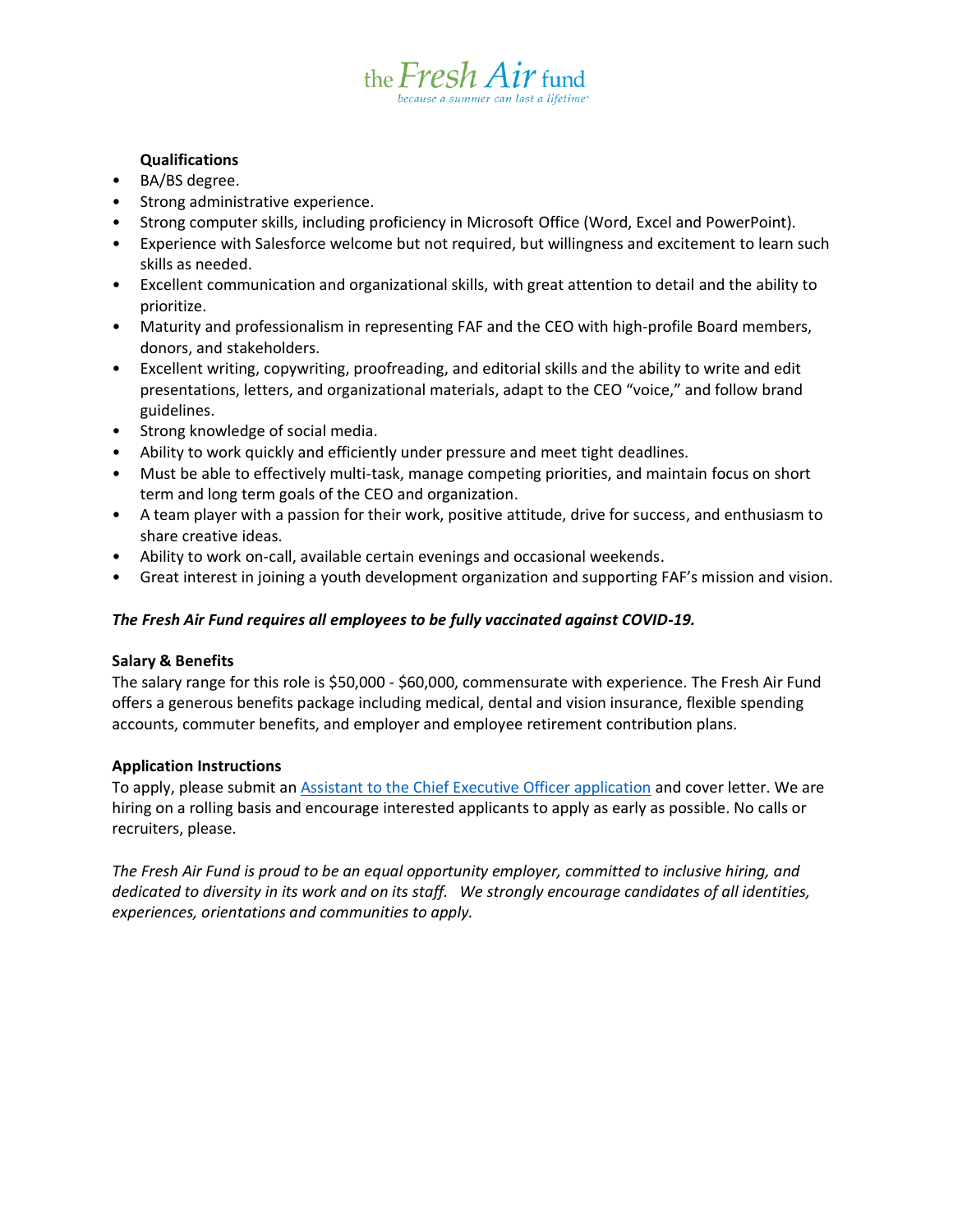**Qualifications**

- BA/BS degree.
- Strong administrative experience.
- Strong computer skills, including proficiency in Microsoft Office (Word, Excel and PowerPoint).
- Experience with Salesforce welcome but not required, but willingness and excitement to learn such skills as needed.
- Excellent communication and organizational skills, with great attention to detail and the ability to prioritize.
- Maturity and professionalism in representing FAF and the CEO with high-profile Board members, donors, and stakeholders.
- Excellent writing, copywriting, proofreading, and editorial skills and the ability to write and edit presentations, letters, and organizational materials, adapt to the CEO "voice," and follow brand guidelines.
- Strong knowledge of social media.
- Ability to work quickly and efficiently under pressure and meet tight deadlines.
- Must be able to effectively multi-task, manage competing priorities, and maintain focus on short term and long term goals of the CEO and organization.
- A team player with a passion for their work, positive attitude, drive for success, and enthusiasm to share creative ideas.
- Ability to work on-call, available certain evenings and occasional weekends.
- Great interest in joining a youth development organization and supporting FAF's mission and vision.

***The Fresh Air Fund requires all employees to be fully vaccinated against COVID-19.***

**Salary & Benefits**

The salary range for this role is $50,000 - $60,000, commensurate with experience. The Fresh Air Fund offers a generous benefits package including medical, dental and vision insurance, flexible spending accounts, commuter benefits, and employer and employee retirement contribution plans.

**Application Instructions**

To apply, please submit an Assistant to the Chief Executive Officer application and cover letter. We are hiring on a rolling basis and encourage interested applicants to apply as early as possible. No calls or recruiters, please.

*The Fresh Air Fund is proud to be an equal opportunity employer, committed to inclusive hiring, and dedicated to diversity in its work and on its staff. We strongly encourage candidates of all identities, experiences, orientations and communities to apply.*